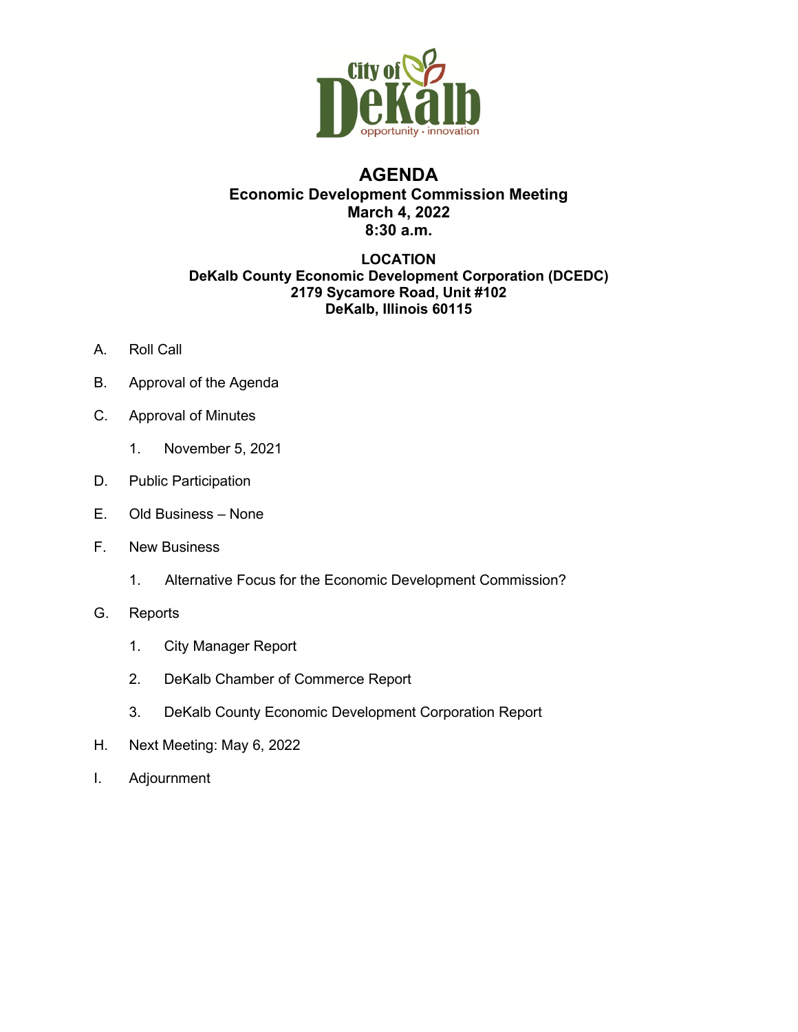City of DeKalb
opportunity · innovation

# AGENDA

**Economic Development Commission Meeting**
**March 4, 2022**
**8:30 a.m.**

**LOCATION**
**DeKalb County Economic Development Corporation (DCEDC)**
**2179 Sycamore Road, Unit #102**
**DeKalb, Illinois 60115**

A. Roll Call

B. Approval of the Agenda

C. Approval of Minutes

1. November 5, 2021

D. Public Participation

E. Old Business – None

F. New Business

1. Alternative Focus for the Economic Development Commission?

G. Reports

1. City Manager Report
2. DeKalb Chamber of Commerce Report
3. DeKalb County Economic Development Corporation Report

H. Next Meeting: May 6, 2022

I. Adjournment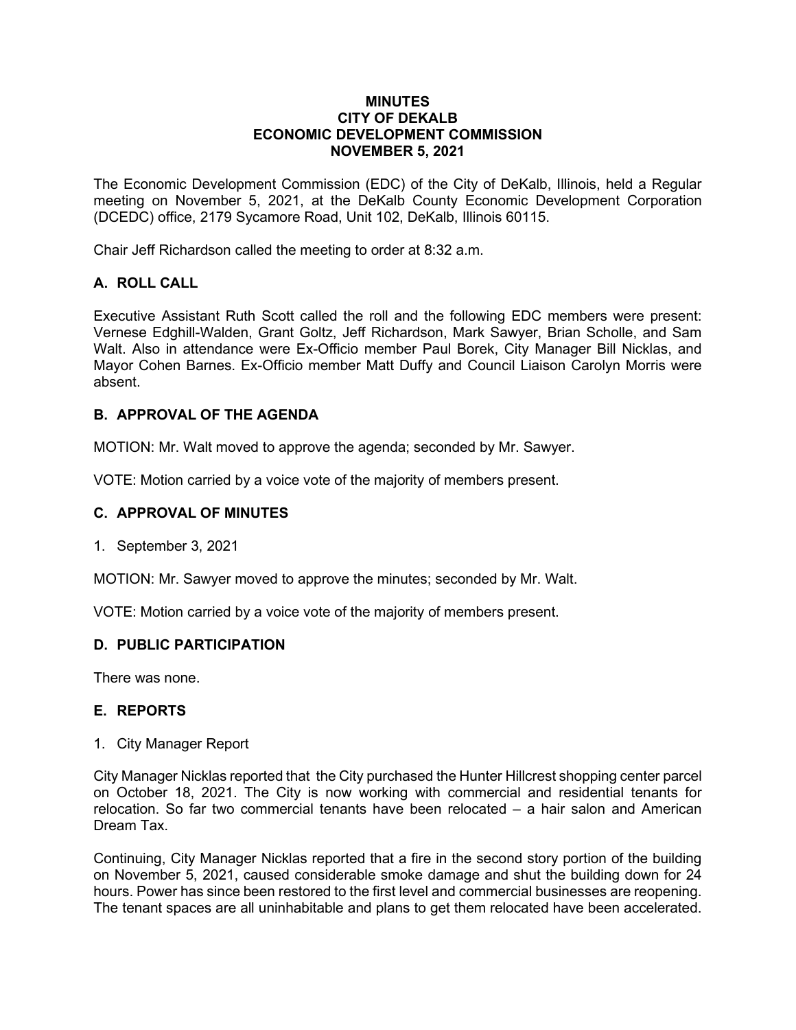# MINUTES
# CITY OF DEKALB
# ECONOMIC DEVELOPMENT COMMISSION
# NOVEMBER 5, 2021

The Economic Development Commission (EDC) of the City of DeKalb, Illinois, held a Regular meeting on November 5, 2021, at the DeKalb County Economic Development Corporation (DCEDC) office, 2179 Sycamore Road, Unit 102, DeKalb, Illinois 60115.

Chair Jeff Richardson called the meeting to order at 8:32 a.m.

## A. ROLL CALL

Executive Assistant Ruth Scott called the roll and the following EDC members were present: Vernese Edghill-Walden, Grant Goltz, Jeff Richardson, Mark Sawyer, Brian Scholle, and Sam Walt. Also in attendance were Ex-Officio member Paul Borek, City Manager Bill Nicklas, and Mayor Cohen Barnes. Ex-Officio member Matt Duffy and Council Liaison Carolyn Morris were absent.

## B. APPROVAL OF THE AGENDA

MOTION: Mr. Walt moved to approve the agenda; seconded by Mr. Sawyer.

VOTE: Motion carried by a voice vote of the majority of members present.

## C. APPROVAL OF MINUTES

1. September 3, 2021

MOTION: Mr. Sawyer moved to approve the minutes; seconded by Mr. Walt.

VOTE: Motion carried by a voice vote of the majority of members present.

## D. PUBLIC PARTICIPATION

There was none.

## E. REPORTS

1. City Manager Report

City Manager Nicklas reported that the City purchased the Hunter Hillcrest shopping center parcel on October 18, 2021. The City is now working with commercial and residential tenants for relocation. So far two commercial tenants have been relocated – a hair salon and American Dream Tax.

Continuing, City Manager Nicklas reported that a fire in the second story portion of the building on November 5, 2021, caused considerable smoke damage and shut the building down for 24 hours. Power has since been restored to the first level and commercial businesses are reopening. The tenant spaces are all uninhabitable and plans to get them relocated have been accelerated.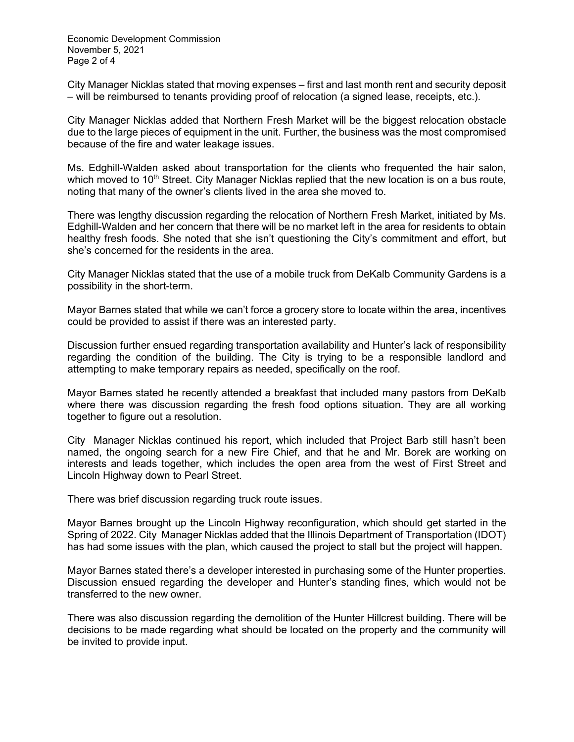City Manager Nicklas stated that moving expenses – first and last month rent and security deposit – will be reimbursed to tenants providing proof of relocation (a signed lease, receipts, etc.).

City Manager Nicklas added that Northern Fresh Market will be the biggest relocation obstacle due to the large pieces of equipment in the unit. Further, the business was the most compromised because of the fire and water leakage issues.

Ms. Edghill-Walden asked about transportation for the clients who frequented the hair salon, which moved to 10th Street. City Manager Nicklas replied that the new location is on a bus route, noting that many of the owner's clients lived in the area she moved to.

There was lengthy discussion regarding the relocation of Northern Fresh Market, initiated by Ms. Edghill-Walden and her concern that there will be no market left in the area for residents to obtain healthy fresh foods. She noted that she isn't questioning the City's commitment and effort, but she's concerned for the residents in the area.

City Manager Nicklas stated that the use of a mobile truck from DeKalb Community Gardens is a possibility in the short-term.

Mayor Barnes stated that while we can't force a grocery store to locate within the area, incentives could be provided to assist if there was an interested party.

Discussion further ensued regarding transportation availability and Hunter's lack of responsibility regarding the condition of the building. The City is trying to be a responsible landlord and attempting to make temporary repairs as needed, specifically on the roof.

Mayor Barnes stated he recently attended a breakfast that included many pastors from DeKalb where there was discussion regarding the fresh food options situation. They are all working together to figure out a resolution.

City Manager Nicklas continued his report, which included that Project Barb still hasn't been named, the ongoing search for a new Fire Chief, and that he and Mr. Borek are working on interests and leads together, which includes the open area from the west of First Street and Lincoln Highway down to Pearl Street.

There was brief discussion regarding truck route issues.

Mayor Barnes brought up the Lincoln Highway reconfiguration, which should get started in the Spring of 2022. City Manager Nicklas added that the Illinois Department of Transportation (IDOT) has had some issues with the plan, which caused the project to stall but the project will happen.

Mayor Barnes stated there's a developer interested in purchasing some of the Hunter properties. Discussion ensued regarding the developer and Hunter's standing fines, which would not be transferred to the new owner.

There was also discussion regarding the demolition of the Hunter Hillcrest building. There will be decisions to be made regarding what should be located on the property and the community will be invited to provide input.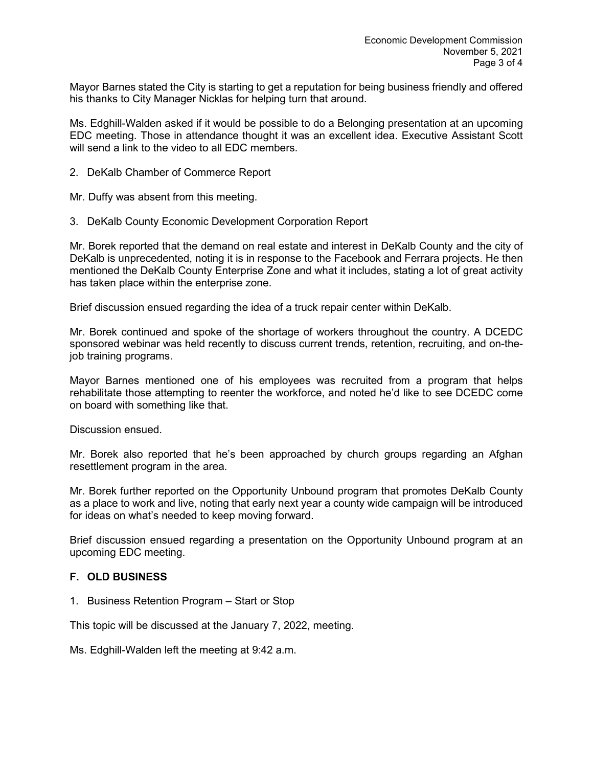Mayor Barnes stated the City is starting to get a reputation for being business friendly and offered his thanks to City Manager Nicklas for helping turn that around.

Ms. Edghill-Walden asked if it would be possible to do a Belonging presentation at an upcoming EDC meeting. Those in attendance thought it was an excellent idea. Executive Assistant Scott will send a link to the video to all EDC members.

2. DeKalb Chamber of Commerce Report

Mr. Duffy was absent from this meeting.

3. DeKalb County Economic Development Corporation Report

Mr. Borek reported that the demand on real estate and interest in DeKalb County and the city of DeKalb is unprecedented, noting it is in response to the Facebook and Ferrara projects. He then mentioned the DeKalb County Enterprise Zone and what it includes, stating a lot of great activity has taken place within the enterprise zone.

Brief discussion ensued regarding the idea of a truck repair center within DeKalb.

Mr. Borek continued and spoke of the shortage of workers throughout the country. A DCEDC sponsored webinar was held recently to discuss current trends, retention, recruiting, and on-the-job training programs.

Mayor Barnes mentioned one of his employees was recruited from a program that helps rehabilitate those attempting to reenter the workforce, and noted he'd like to see DCEDC come on board with something like that.

Discussion ensued.

Mr. Borek also reported that he's been approached by church groups regarding an Afghan resettlement program in the area.

Mr. Borek further reported on the Opportunity Unbound program that promotes DeKalb County as a place to work and live, noting that early next year a county wide campaign will be introduced for ideas on what's needed to keep moving forward.

Brief discussion ensued regarding a presentation on the Opportunity Unbound program at an upcoming EDC meeting.

## F. OLD BUSINESS

1. Business Retention Program – Start or Stop

This topic will be discussed at the January 7, 2022, meeting.

Ms. Edghill-Walden left the meeting at 9:42 a.m.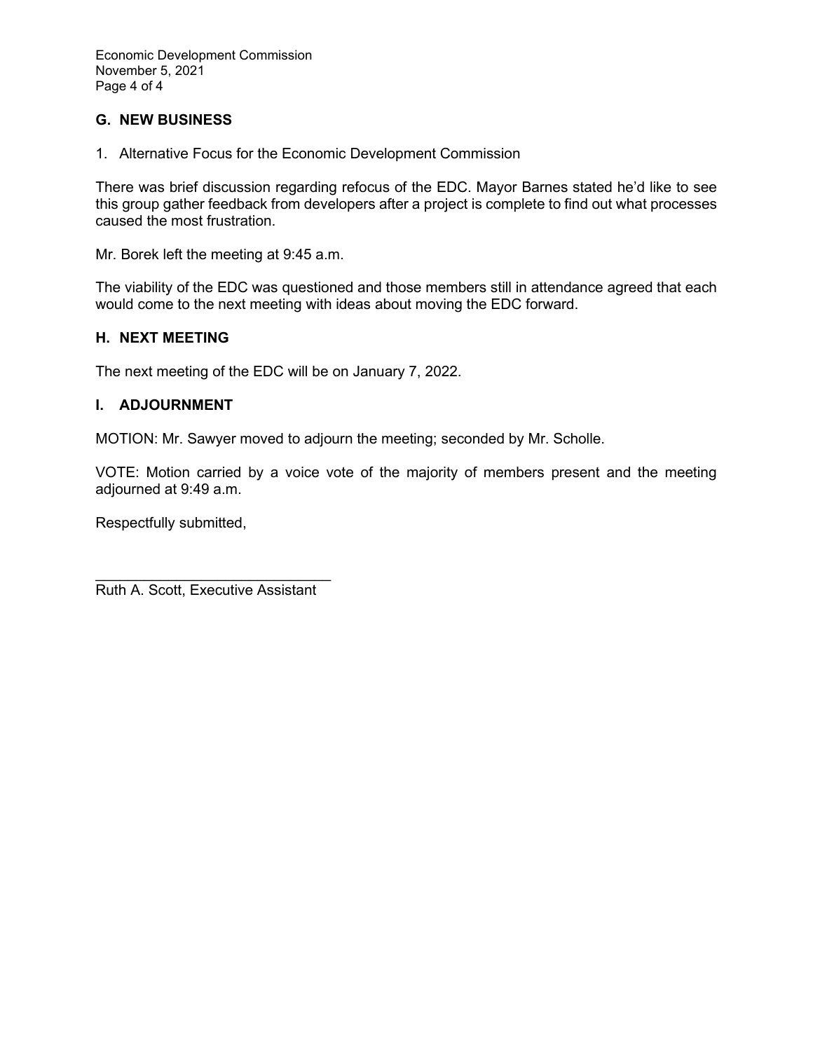## G. NEW BUSINESS

1. Alternative Focus for the Economic Development Commission

There was brief discussion regarding refocus of the EDC. Mayor Barnes stated he'd like to see this group gather feedback from developers after a project is complete to find out what processes caused the most frustration.

Mr. Borek left the meeting at 9:45 a.m.

The viability of the EDC was questioned and those members still in attendance agreed that each would come to the next meeting with ideas about moving the EDC forward.

## H. NEXT MEETING

The next meeting of the EDC will be on January 7, 2022.

## I. ADJOURNMENT

MOTION: Mr. Sawyer moved to adjourn the meeting; seconded by Mr. Scholle.

VOTE: Motion carried by a voice vote of the majority of members present and the meeting adjourned at 9:49 a.m.

Respectfully submitted,

\_\_\_\_\_\_\_\_\_\_\_\_\_\_\_\_\_\_\_\_\_\_\_\_\_\_\_\_\_\_
Ruth A. Scott, Executive Assistant